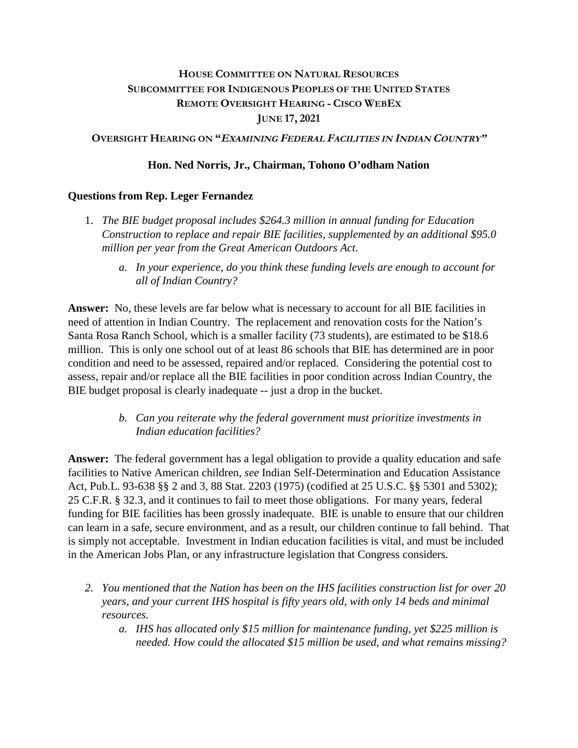# HOUSE COMMITTEE ON NATURAL RESOURCES
# SUBCOMMITTEE FOR INDIGENOUS PEOPLES OF THE UNITED STATES
# REMOTE OVERSIGHT HEARING - CISCO WEBEX
# JUNE 17, 2021

## OVERSIGHT HEARING ON "*EXAMINING FEDERAL FACILITIES IN INDIAN COUNTRY*"

## Hon. Ned Norris, Jr., Chairman, Tohono O'odham Nation

### Questions from Rep. Leger Fernandez

1. *The BIE budget proposal includes $264.3 million in annual funding for Education Construction to replace and repair BIE facilities, supplemented by an additional $95.0 million per year from the Great American Outdoors Act.*

   a. *In your experience, do you think these funding levels are enough to account for all of Indian Country?*

**Answer:** No, these levels are far below what is necessary to account for all BIE facilities in need of attention in Indian Country. The replacement and renovation costs for the Nation's Santa Rosa Ranch School, which is a smaller facility (73 students), are estimated to be $18.6 million. This is only one school out of at least 86 schools that BIE has determined are in poor condition and need to be assessed, repaired and/or replaced. Considering the potential cost to assess, repair and/or replace all the BIE facilities in poor condition across Indian Country, the BIE budget proposal is clearly inadequate -- just a drop in the bucket.

   b. *Can you reiterate why the federal government must prioritize investments in Indian education facilities?*

**Answer:** The federal government has a legal obligation to provide a quality education and safe facilities to Native American children, *see* Indian Self-Determination and Education Assistance Act, Pub.L. 93-638 §§ 2 and 3, 88 Stat. 2203 (1975) (codified at 25 U.S.C. §§ 5301 and 5302); 25 C.F.R. § 32.3, and it continues to fail to meet those obligations. For many years, federal funding for BIE facilities has been grossly inadequate. BIE is unable to ensure that our children can learn in a safe, secure environment, and as a result, our children continue to fall behind. That is simply not acceptable. Investment in Indian education facilities is vital, and must be included in the American Jobs Plan, or any infrastructure legislation that Congress considers.

2. *You mentioned that the Nation has been on the IHS facilities construction list for over 20 years, and your current IHS hospital is fifty years old, with only 14 beds and minimal resources.*

   a. *IHS has allocated only $15 million for maintenance funding, yet $225 million is needed. How could the allocated $15 million be used, and what remains missing?*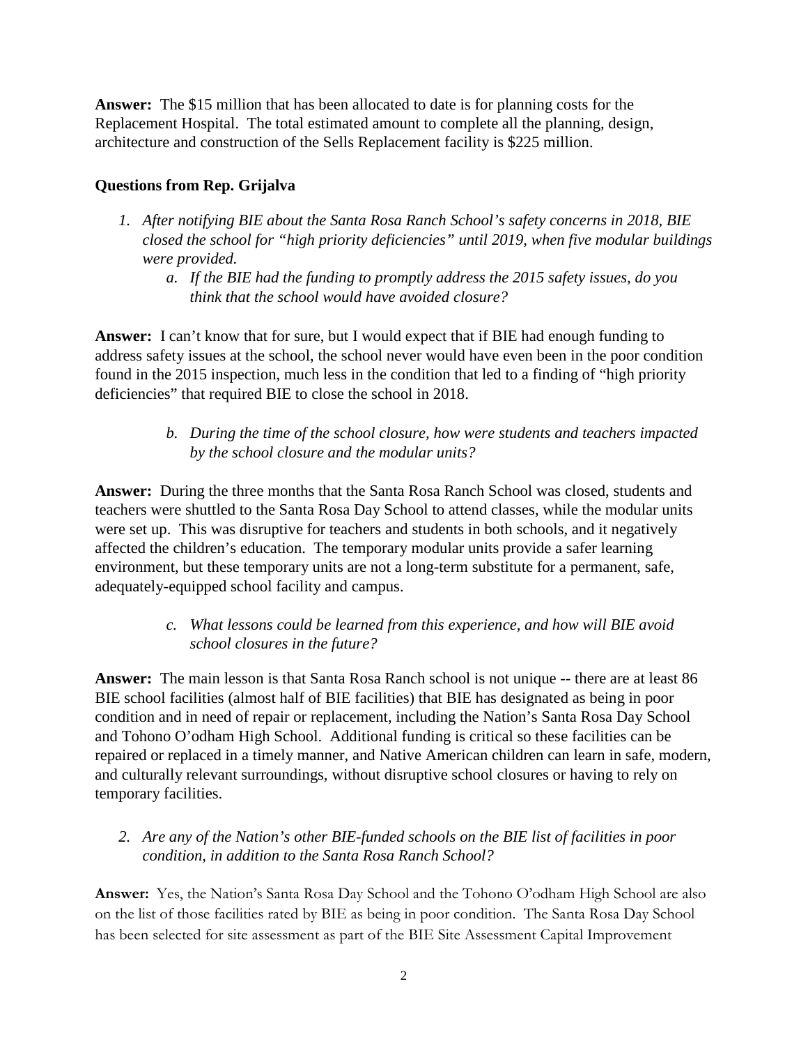**Answer:** The $15 million that has been allocated to date is for planning costs for the Replacement Hospital. The total estimated amount to complete all the planning, design, architecture and construction of the Sells Replacement facility is $225 million.

### Questions from Rep. Grijalva

1. *After notifying BIE about the Santa Rosa Ranch School's safety concerns in 2018, BIE closed the school for "high priority deficiencies" until 2019, when five modular buildings were provided.*
   a. *If the BIE had the funding to promptly address the 2015 safety issues, do you think that the school would have avoided closure?*

**Answer:** I can't know that for sure, but I would expect that if BIE had enough funding to address safety issues at the school, the school never would have even been in the poor condition found in the 2015 inspection, much less in the condition that led to a finding of "high priority deficiencies" that required BIE to close the school in 2018.

   b. *During the time of the school closure, how were students and teachers impacted by the school closure and the modular units?*

**Answer:** During the three months that the Santa Rosa Ranch School was closed, students and teachers were shuttled to the Santa Rosa Day School to attend classes, while the modular units were set up. This was disruptive for teachers and students in both schools, and it negatively affected the children's education. The temporary modular units provide a safer learning environment, but these temporary units are not a long-term substitute for a permanent, safe, adequately-equipped school facility and campus.

   c. *What lessons could be learned from this experience, and how will BIE avoid school closures in the future?*

**Answer:** The main lesson is that Santa Rosa Ranch school is not unique -- there are at least 86 BIE school facilities (almost half of BIE facilities) that BIE has designated as being in poor condition and in need of repair or replacement, including the Nation's Santa Rosa Day School and Tohono O'odham High School. Additional funding is critical so these facilities can be repaired or replaced in a timely manner, and Native American children can learn in safe, modern, and culturally relevant surroundings, without disruptive school closures or having to rely on temporary facilities.

2. *Are any of the Nation's other BIE-funded schools on the BIE list of facilities in poor condition, in addition to the Santa Rosa Ranch School?*

**Answer:** Yes, the Nation's Santa Rosa Day School and the Tohono O'odham High School are also on the list of those facilities rated by BIE as being in poor condition. The Santa Rosa Day School has been selected for site assessment as part of the BIE Site Assessment Capital Improvement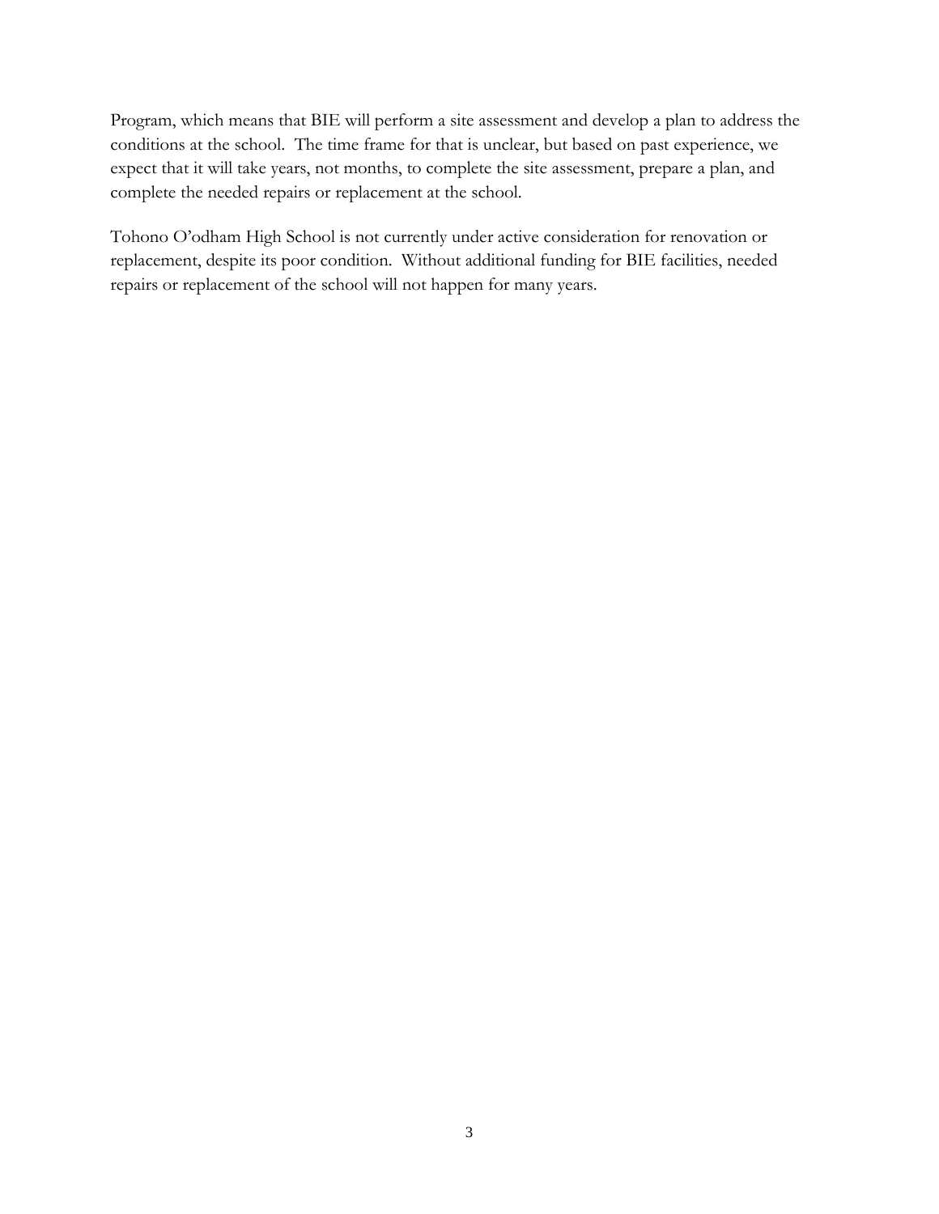Program, which means that BIE will perform a site assessment and develop a plan to address the conditions at the school. The time frame for that is unclear, but based on past experience, we expect that it will take years, not months, to complete the site assessment, prepare a plan, and complete the needed repairs or replacement at the school.

Tohono O'odham High School is not currently under active consideration for renovation or replacement, despite its poor condition. Without additional funding for BIE facilities, needed repairs or replacement of the school will not happen for many years.